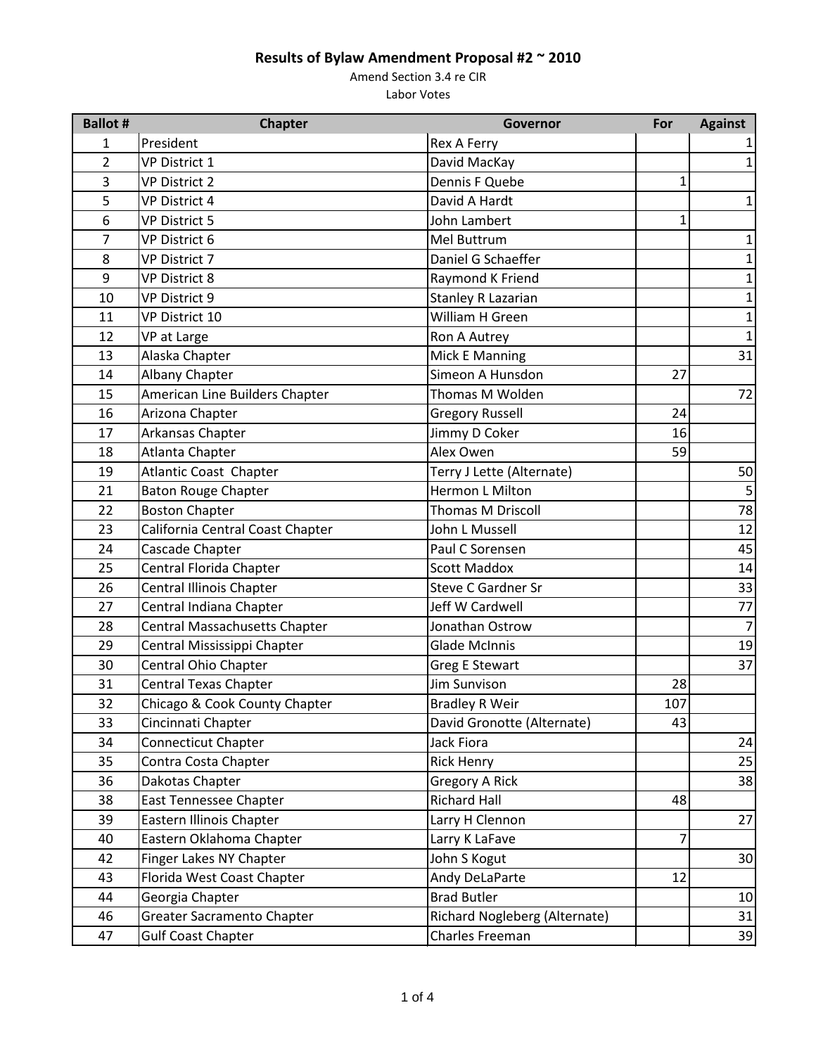# Results of Bylaw Amendment Proposal #2 ~ 2010

Amend Section 3.4 re CIR

Labor Votes

| Ballot # | Chapter | Governor | For | Against |
|---|---|---|---|---|
| 1 | President | Rex A Ferry | | 1 |
| 2 | VP District 1 | David MacKay | | 1 |
| 3 | VP District 2 | Dennis F Quebe | 1 | |
| 5 | VP District 4 | David A Hardt | | 1 |
| 6 | VP District 5 | John Lambert | 1 | |
| 7 | VP District 6 | Mel Buttrum | | 1 |
| 8 | VP District 7 | Daniel G Schaeffer | | 1 |
| 9 | VP District 8 | Raymond K Friend | | 1 |
| 10 | VP District 9 | Stanley R Lazarian | | 1 |
| 11 | VP District 10 | William H Green | | 1 |
| 12 | VP at Large | Ron A Autrey | | 1 |
| 13 | Alaska Chapter | Mick E Manning | | 31 |
| 14 | Albany Chapter | Simeon A Hunsdon | 27 | |
| 15 | American Line Builders Chapter | Thomas M Wolden | | 72 |
| 16 | Arizona Chapter | Gregory Russell | 24 | |
| 17 | Arkansas Chapter | Jimmy D Coker | 16 | |
| 18 | Atlanta Chapter | Alex Owen | 59 | |
| 19 | Atlantic Coast Chapter | Terry J Lette (Alternate) | | 50 |
| 21 | Baton Rouge Chapter | Hermon L Milton | | 5 |
| 22 | Boston Chapter | Thomas M Driscoll | | 78 |
| 23 | California Central Coast Chapter | John L Mussell | | 12 |
| 24 | Cascade Chapter | Paul C Sorensen | | 45 |
| 25 | Central Florida Chapter | Scott Maddox | | 14 |
| 26 | Central Illinois Chapter | Steve C Gardner Sr | | 33 |
| 27 | Central Indiana Chapter | Jeff W Cardwell | | 77 |
| 28 | Central Massachusetts Chapter | Jonathan Ostrow | | 7 |
| 29 | Central Mississippi Chapter | Glade McInnis | | 19 |
| 30 | Central Ohio Chapter | Greg E Stewart | | 37 |
| 31 | Central Texas Chapter | Jim Sunvison | 28 | |
| 32 | Chicago & Cook County Chapter | Bradley R Weir | 107 | |
| 33 | Cincinnati Chapter | David Gronotte (Alternate) | 43 | |
| 34 | Connecticut Chapter | Jack Fiora | | 24 |
| 35 | Contra Costa Chapter | Rick Henry | | 25 |
| 36 | Dakotas Chapter | Gregory A Rick | | 38 |
| 38 | East Tennessee Chapter | Richard Hall | 48 | |
| 39 | Eastern Illinois Chapter | Larry H Clennon | | 27 |
| 40 | Eastern Oklahoma Chapter | Larry K LaFave | 7 | |
| 42 | Finger Lakes NY Chapter | John S Kogut | | 30 |
| 43 | Florida West Coast Chapter | Andy DeLaParte | 12 | |
| 44 | Georgia Chapter | Brad Butler | | 10 |
| 46 | Greater Sacramento Chapter | Richard Nogleberg (Alternate) | | 31 |
| 47 | Gulf Coast Chapter | Charles Freeman | | 39 |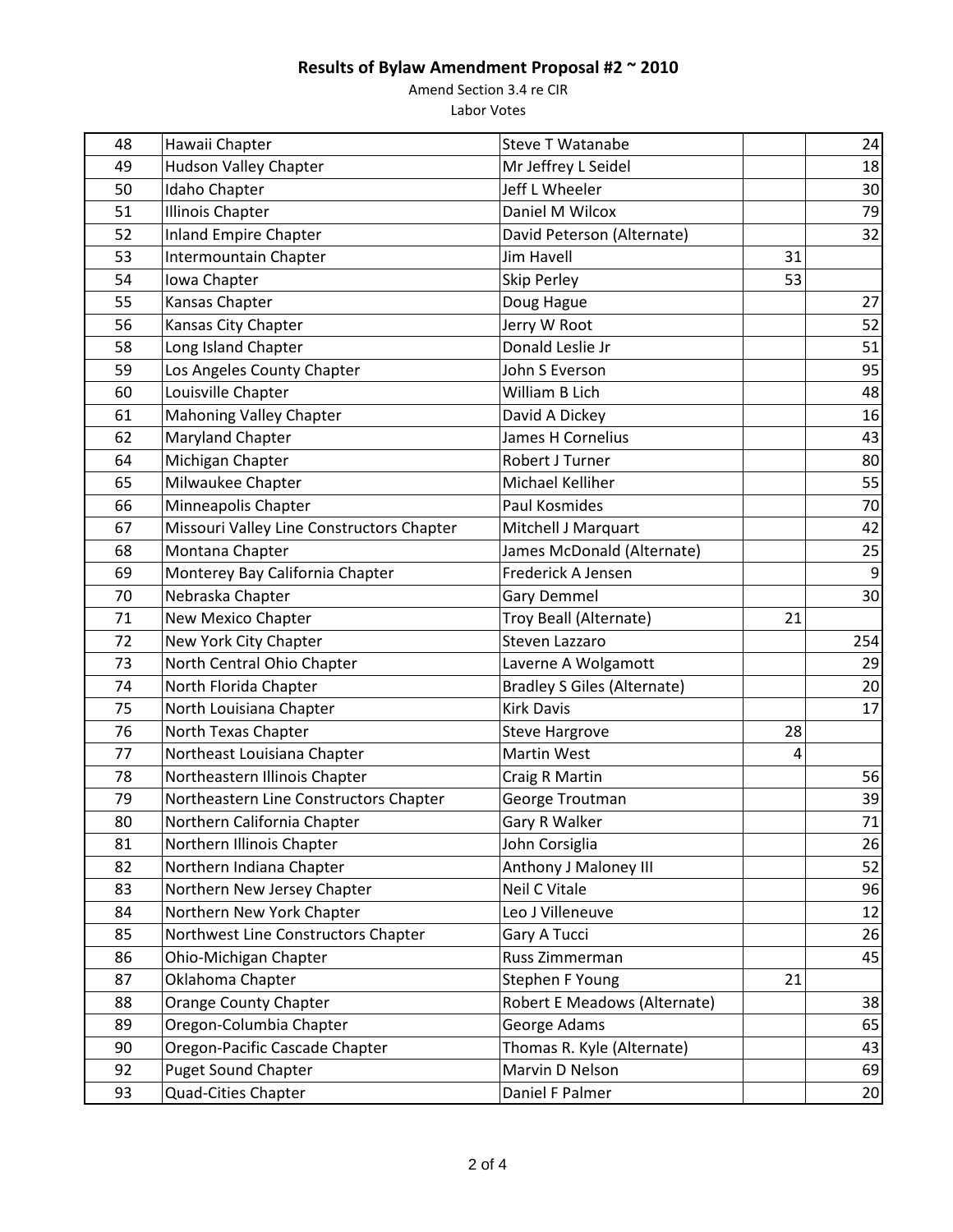**Results of Bylaw Amendment Proposal #2 ~ 2010**

Amend Section 3.4 re CIR

Labor Votes

| | | | | |
|---|---|---|---|---|
| 48 | Hawaii Chapter | Steve T Watanabe | | 24 |
| 49 | Hudson Valley Chapter | Mr Jeffrey L Seidel | | 18 |
| 50 | Idaho Chapter | Jeff L Wheeler | | 30 |
| 51 | Illinois Chapter | Daniel M Wilcox | | 79 |
| 52 | Inland Empire Chapter | David Peterson (Alternate) | | 32 |
| 53 | Intermountain Chapter | Jim Havell | 31 | |
| 54 | Iowa Chapter | Skip Perley | 53 | |
| 55 | Kansas Chapter | Doug Hague | | 27 |
| 56 | Kansas City Chapter | Jerry W Root | | 52 |
| 58 | Long Island Chapter | Donald Leslie Jr | | 51 |
| 59 | Los Angeles County Chapter | John S Everson | | 95 |
| 60 | Louisville Chapter | William B Lich | | 48 |
| 61 | Mahoning Valley Chapter | David A Dickey | | 16 |
| 62 | Maryland Chapter | James H Cornelius | | 43 |
| 64 | Michigan Chapter | Robert J Turner | | 80 |
| 65 | Milwaukee Chapter | Michael Kelliher | | 55 |
| 66 | Minneapolis Chapter | Paul Kosmides | | 70 |
| 67 | Missouri Valley Line Constructors Chapter | Mitchell J Marquart | | 42 |
| 68 | Montana Chapter | James McDonald (Alternate) | | 25 |
| 69 | Monterey Bay California Chapter | Frederick A Jensen | | 9 |
| 70 | Nebraska Chapter | Gary Demmel | | 30 |
| 71 | New Mexico Chapter | Troy Beall (Alternate) | 21 | |
| 72 | New York City Chapter | Steven Lazzaro | | 254 |
| 73 | North Central Ohio Chapter | Laverne A Wolgamott | | 29 |
| 74 | North Florida Chapter | Bradley S Giles (Alternate) | | 20 |
| 75 | North Louisiana Chapter | Kirk Davis | | 17 |
| 76 | North Texas Chapter | Steve Hargrove | 28 | |
| 77 | Northeast Louisiana Chapter | Martin West | 4 | |
| 78 | Northeastern Illinois Chapter | Craig R Martin | | 56 |
| 79 | Northeastern Line Constructors Chapter | George Troutman | | 39 |
| 80 | Northern California Chapter | Gary R Walker | | 71 |
| 81 | Northern Illinois Chapter | John Corsiglia | | 26 |
| 82 | Northern Indiana Chapter | Anthony J Maloney III | | 52 |
| 83 | Northern New Jersey Chapter | Neil C Vitale | | 96 |
| 84 | Northern New York Chapter | Leo J Villeneuve | | 12 |
| 85 | Northwest Line Constructors Chapter | Gary A Tucci | | 26 |
| 86 | Ohio-Michigan Chapter | Russ Zimmerman | | 45 |
| 87 | Oklahoma Chapter | Stephen F Young | 21 | |
| 88 | Orange County Chapter | Robert E Meadows (Alternate) | | 38 |
| 89 | Oregon-Columbia Chapter | George Adams | | 65 |
| 90 | Oregon-Pacific Cascade Chapter | Thomas R. Kyle (Alternate) | | 43 |
| 92 | Puget Sound Chapter | Marvin D Nelson | | 69 |
| 93 | Quad-Cities Chapter | Daniel F Palmer | | 20 |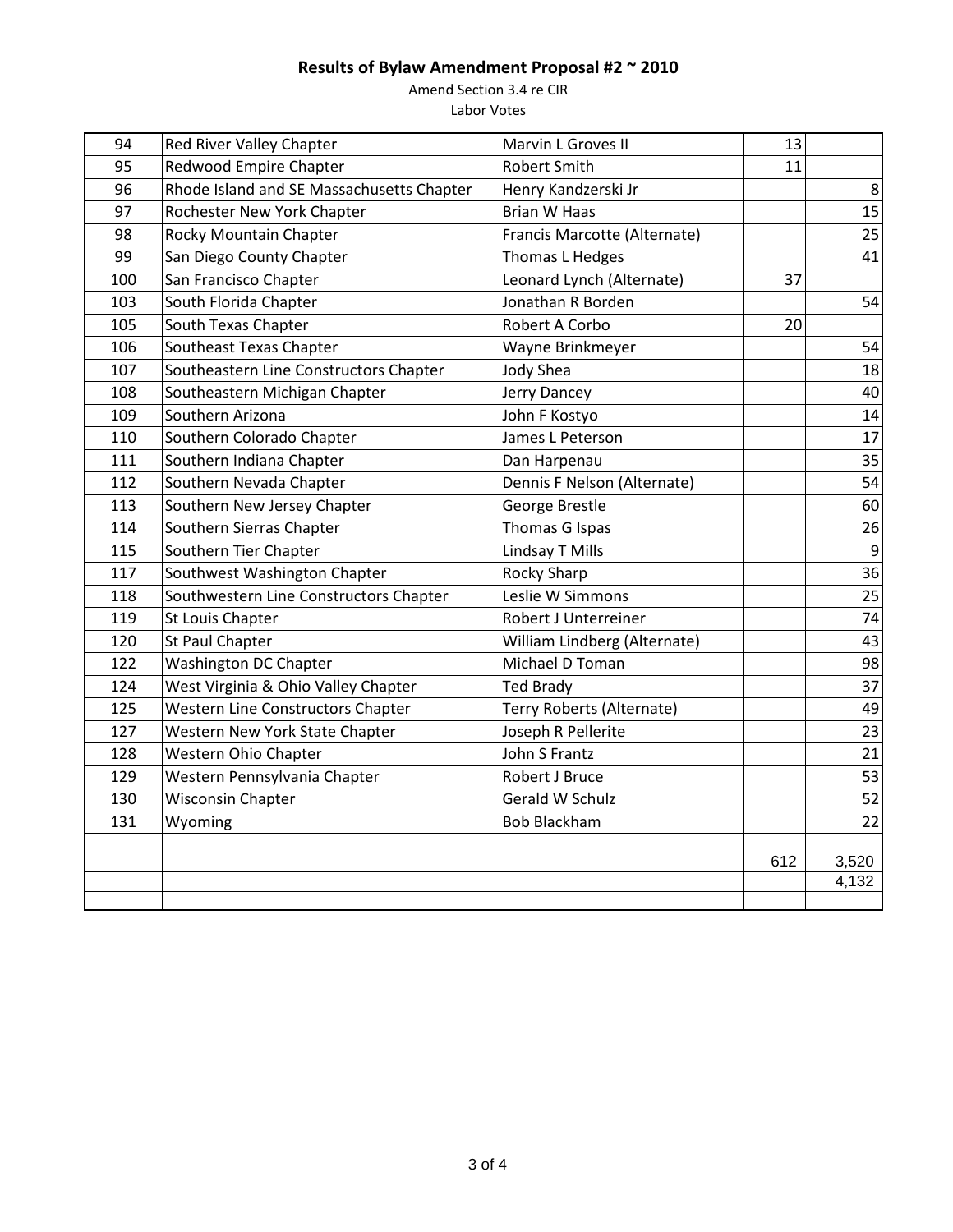**Results of Bylaw Amendment Proposal #2 ~ 2010**

Amend Section 3.4 re CIR

Labor Votes

| | | | | |
|---|---|---|---|---|
| 94 | Red River Valley Chapter | Marvin L Groves II | 13 | |
| 95 | Redwood Empire Chapter | Robert Smith | 11 | |
| 96 | Rhode Island and SE Massachusetts Chapter | Henry Kandzerski Jr | | 8 |
| 97 | Rochester New York Chapter | Brian W Haas | | 15 |
| 98 | Rocky Mountain Chapter | Francis Marcotte (Alternate) | | 25 |
| 99 | San Diego County Chapter | Thomas L Hedges | | 41 |
| 100 | San Francisco Chapter | Leonard Lynch (Alternate) | 37 | |
| 103 | South Florida Chapter | Jonathan R Borden | | 54 |
| 105 | South Texas Chapter | Robert A Corbo | 20 | |
| 106 | Southeast Texas Chapter | Wayne Brinkmeyer | | 54 |
| 107 | Southeastern Line Constructors Chapter | Jody Shea | | 18 |
| 108 | Southeastern Michigan Chapter | Jerry Dancey | | 40 |
| 109 | Southern Arizona | John F Kostyo | | 14 |
| 110 | Southern Colorado Chapter | James L Peterson | | 17 |
| 111 | Southern Indiana Chapter | Dan Harpenau | | 35 |
| 112 | Southern Nevada Chapter | Dennis F Nelson (Alternate) | | 54 |
| 113 | Southern New Jersey Chapter | George Brestle | | 60 |
| 114 | Southern Sierras Chapter | Thomas G Ispas | | 26 |
| 115 | Southern Tier Chapter | Lindsay T Mills | | 9 |
| 117 | Southwest Washington Chapter | Rocky Sharp | | 36 |
| 118 | Southwestern Line Constructors Chapter | Leslie W Simmons | | 25 |
| 119 | St Louis Chapter | Robert J Unterreiner | | 74 |
| 120 | St Paul Chapter | William Lindberg (Alternate) | | 43 |
| 122 | Washington DC Chapter | Michael D Toman | | 98 |
| 124 | West Virginia & Ohio Valley Chapter | Ted Brady | | 37 |
| 125 | Western Line Constructors Chapter | Terry Roberts (Alternate) | | 49 |
| 127 | Western New York State Chapter | Joseph R Pellerite | | 23 |
| 128 | Western Ohio Chapter | John S Frantz | | 21 |
| 129 | Western Pennsylvania Chapter | Robert J Bruce | | 53 |
| 130 | Wisconsin Chapter | Gerald W Schulz | | 52 |
| 131 | Wyoming | Bob Blackham | | 22 |
| | | | | |
| | | | 612 | 3,520 |
| | | | | 4,132 |
| | | | | |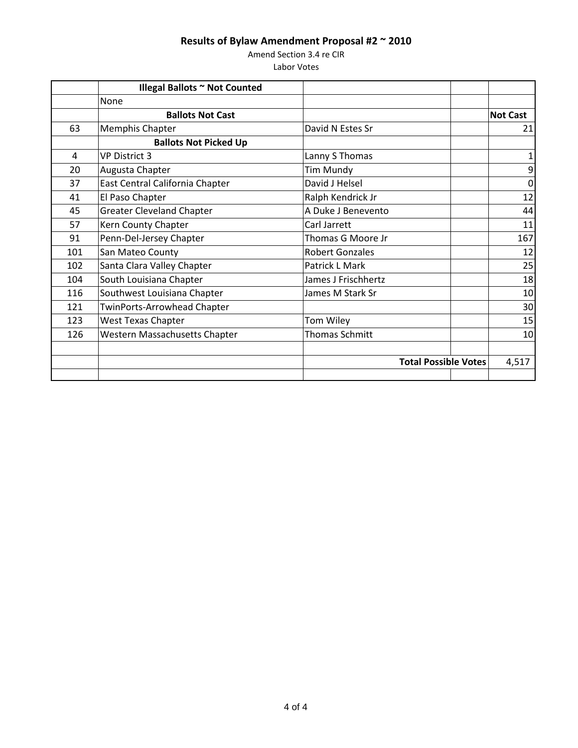# Results of Bylaw Amendment Proposal #2 ~ 2010

Amend Section 3.4 re CIR

Labor Votes

| | | | | |
|---|---|---|---|---|
| | **Illegal Ballots ~ Not Counted** | | | |
| | None | | | |
| | **Ballots Not Cast** | | | **Not Cast** |
| 63 | Memphis Chapter | David N Estes Sr | | 21 |
| | **Ballots Not Picked Up** | | | |
| 4 | VP District 3 | Lanny S Thomas | | 1 |
| 20 | Augusta Chapter | Tim Mundy | | 9 |
| 37 | East Central California Chapter | David J Helsel | | 0 |
| 41 | El Paso Chapter | Ralph Kendrick Jr | | 12 |
| 45 | Greater Cleveland Chapter | A Duke J Benevento | | 44 |
| 57 | Kern County Chapter | Carl Jarrett | | 11 |
| 91 | Penn-Del-Jersey Chapter | Thomas G Moore Jr | | 167 |
| 101 | San Mateo County | Robert Gonzales | | 12 |
| 102 | Santa Clara Valley Chapter | Patrick L Mark | | 25 |
| 104 | South Louisiana Chapter | James J Frischhertz | | 18 |
| 116 | Southwest Louisiana Chapter | James M Stark Sr | | 10 |
| 121 | TwinPorts-Arrowhead Chapter | | | 30 |
| 123 | West Texas Chapter | Tom Wiley | | 15 |
| 126 | Western Massachusetts Chapter | Thomas Schmitt | | 10 |
| | | | | |
| | | **Total Possible Votes** | | 4,517 |
| | | | | |